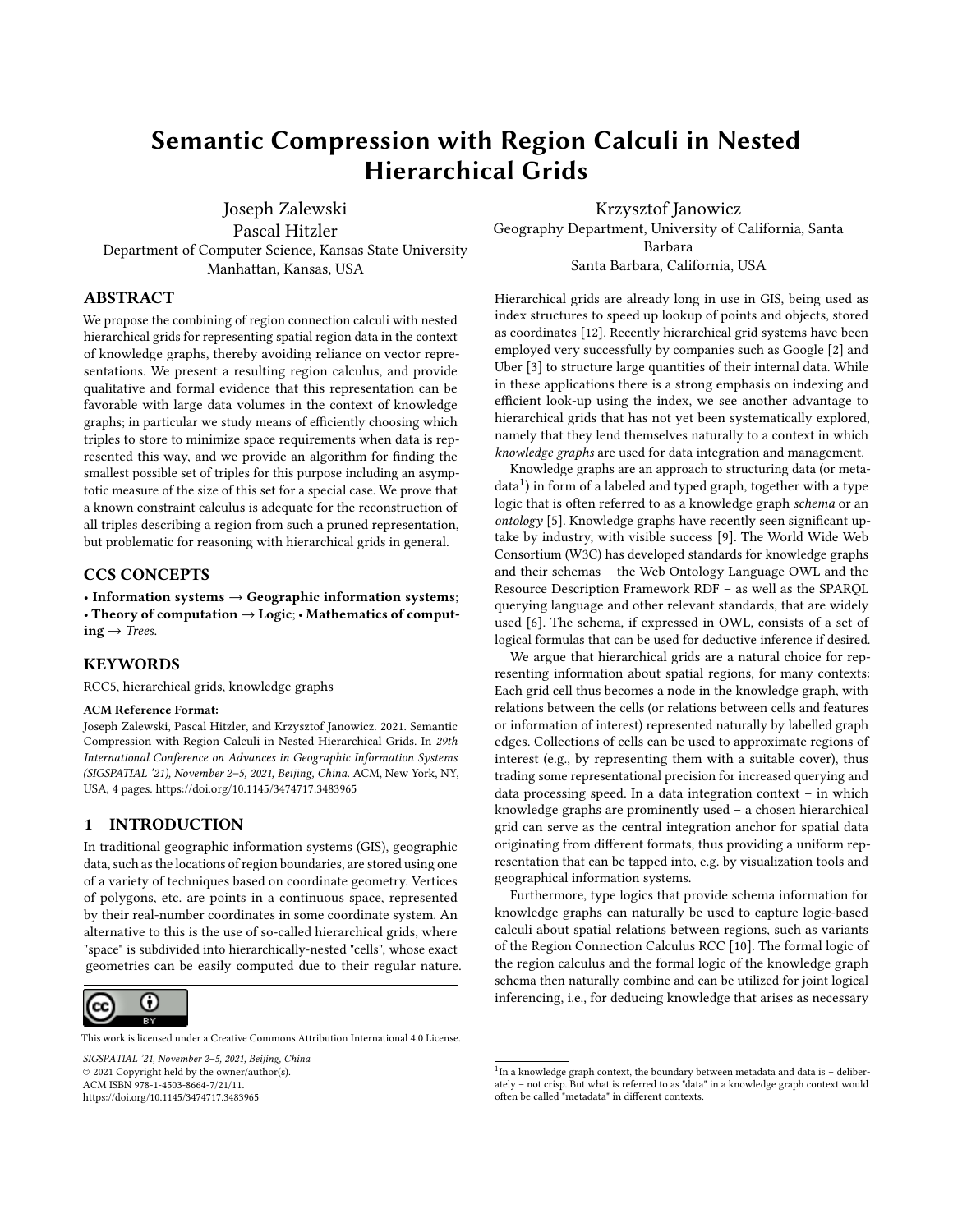# Semantic Compression with Region Calculi in Nested Hierarchical Grids

Joseph Zalewski
Pascal Hitzler
Department of Computer Science, Kansas State University
Manhattan, Kansas, USA

Krzysztof Janowicz
Geography Department, University of California, Santa Barbara
Santa Barbara, California, USA

## ABSTRACT

We propose the combining of region connection calculi with nested hierarchical grids for representing spatial region data in the context of knowledge graphs, thereby avoiding reliance on vector representations. We present a resulting region calculus, and provide qualitative and formal evidence that this representation can be favorable with large data volumes in the context of knowledge graphs; in particular we study means of efficiently choosing which triples to store to minimize space requirements when data is represented this way, and we provide an algorithm for finding the smallest possible set of triples for this purpose including an asymptotic measure of the size of this set for a special case. We prove that a known constraint calculus is adequate for the reconstruction of all triples describing a region from such a pruned representation, but problematic for reasoning with hierarchical grids in general.

## CCS CONCEPTS

• **Information systems** → **Geographic information systems**; • **Theory of computation** → **Logic**; • **Mathematics of computing** → *Trees*.

## KEYWORDS

RCC5, hierarchical grids, knowledge graphs

**ACM Reference Format:**
Joseph Zalewski, Pascal Hitzler, and Krzysztof Janowicz. 2021. Semantic Compression with Region Calculi in Nested Hierarchical Grids. In *29th International Conference on Advances in Geographic Information Systems (SIGSPATIAL '21), November 2–5, 2021, Beijing, China.* ACM, New York, NY, USA, 4 pages. https://doi.org/10.1145/3474717.3483965

## 1 INTRODUCTION

In traditional geographic information systems (GIS), geographic data, such as the locations of region boundaries, are stored using one of a variety of techniques based on coordinate geometry. Vertices of polygons, etc. are points in a continuous space, represented by their real-number coordinates in some coordinate system. An alternative to this is the use of so-called hierarchical grids, where "space" is subdivided into hierarchically-nested "cells", whose exact geometries can be easily computed due to their regular nature. Hierarchical grids are already long in use in GIS, being used as index structures to speed up lookup of points and objects, stored as coordinates [12]. Recently hierarchical grid systems have been employed very successfully by companies such as Google [2] and Uber [3] to structure large quantities of their internal data. While in these applications there is a strong emphasis on indexing and efficient look-up using the index, we see another advantage to hierarchical grids that has not yet been systematically explored, namely that they lend themselves naturally to a context in which *knowledge graphs* are used for data integration and management.

Knowledge graphs are an approach to structuring data (or metadata[1]) in form of a labeled and typed graph, together with a type logic that is often referred to as a knowledge graph *schema* or an *ontology* [5]. Knowledge graphs have recently seen significant uptake by industry, with visible success [9]. The World Wide Web Consortium (W3C) has developed standards for knowledge graphs and their schemas – the Web Ontology Language OWL and the Resource Description Framework RDF – as well as the SPARQL querying language and other relevant standards, that are widely used [6]. The schema, if expressed in OWL, consists of a set of logical formulas that can be used for deductive inference if desired.

We argue that hierarchical grids are a natural choice for representing information about spatial regions, for many contexts: Each grid cell thus becomes a node in the knowledge graph, with relations between the cells (or relations between cells and features or information of interest) represented naturally by labelled graph edges. Collections of cells can be used to approximate regions of interest (e.g., by representing them with a suitable cover), thus trading some representational precision for increased querying and data processing speed. In a data integration context – in which knowledge graphs are prominently used – a chosen hierarchical grid can serve as the central integration anchor for spatial data originating from different formats, thus providing a uniform representation that can be tapped into, e.g. by visualization tools and geographical information systems.

Furthermore, type logics that provide schema information for knowledge graphs can naturally be used to capture logic-based calculi about spatial relations between regions, such as variants of the Region Connection Calculus RCC [10]. The formal logic of the region calculus and the formal logic of the knowledge graph schema then naturally combine and can be utilized for joint logical inferencing, i.e., for deducing knowledge that arises as necessary

This work is licensed under a Creative Commons Attribution International 4.0 License.

*SIGSPATIAL '21, November 2–5, 2021, Beijing, China*
© 2021 Copyright held by the owner/author(s).
ACM ISBN 978-1-4503-8664-7/21/11.
https://doi.org/10.1145/3474717.3483965

[1] In a knowledge graph context, the boundary between metadata and data is – deliberately – not crisp. But what is referred to as "data" in a knowledge graph context would often be called "metadata" in different contexts.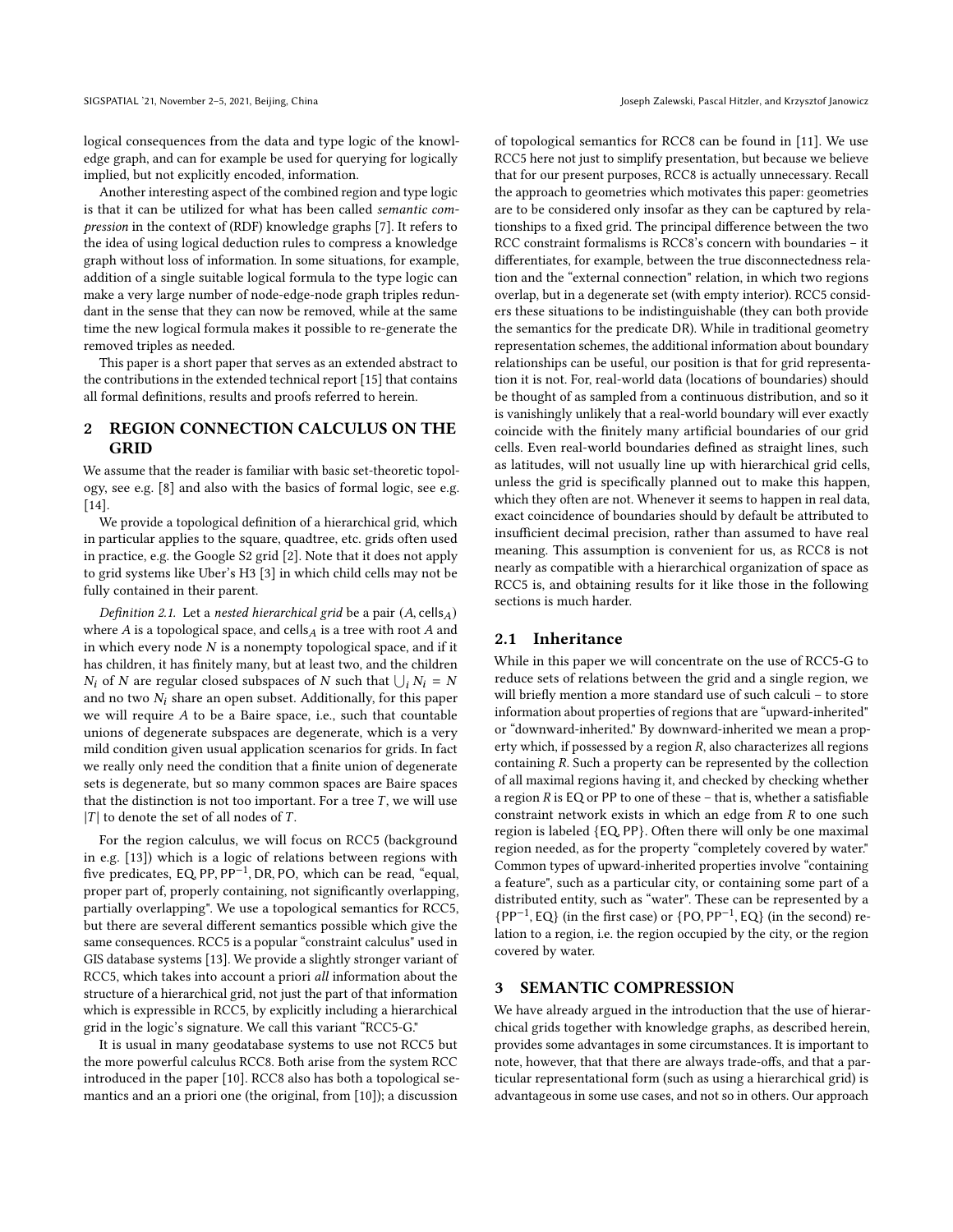logical consequences from the data and type logic of the knowledge graph, and can for example be used for querying for logically implied, but not explicitly encoded, information.

Another interesting aspect of the combined region and type logic is that it can be utilized for what has been called *semantic compression* in the context of (RDF) knowledge graphs [7]. It refers to the idea of using logical deduction rules to compress a knowledge graph without loss of information. In some situations, for example, addition of a single suitable logical formula to the type logic can make a very large number of node-edge-node graph triples redundant in the sense that they can now be removed, while at the same time the new logical formula makes it possible to re-generate the removed triples as needed.

This paper is a short paper that serves as an extended abstract to the contributions in the extended technical report [15] that contains all formal definitions, results and proofs referred to herein.

## 2 REGION CONNECTION CALCULUS ON THE GRID

We assume that the reader is familiar with basic set-theoretic topology, see e.g. [8] and also with the basics of formal logic, see e.g. [14].

We provide a topological definition of a hierarchical grid, which in particular applies to the square, quadtree, etc. grids often used in practice, e.g. the Google S2 grid [2]. Note that it does not apply to grid systems like Uber's H3 [3] in which child cells may not be fully contained in their parent.

*Definition 2.1.* Let a *nested hierarchical grid* be a pair $(A, \mathsf{cells}_A)$ where $A$ is a topological space, and $\mathsf{cells}_A$ is a tree with root $A$ and in which every node $N$ is a nonempty topological space, and if it has children, it has finitely many, but at least two, and the children $N_i$ of $N$ are regular closed subspaces of $N$ such that $\bigcup_i N_i = N$ and no two $N_i$ share an open subset. Additionally, for this paper we will require $A$ to be a Baire space, i.e., such that countable unions of degenerate subspaces are degenerate, which is a very mild condition given usual application scenarios for grids. In fact we really only need the condition that a finite union of degenerate sets is degenerate, but so many common spaces are Baire spaces that the distinction is not too important. For a tree $T$, we will use $|T|$ to denote the set of all nodes of $T$.

For the region calculus, we will focus on RCC5 (background in e.g. [13]) which is a logic of relations between regions with five predicates, $\mathsf{EQ}, \mathsf{PP}, \mathsf{PP}^{-1}, \mathsf{DR}, \mathsf{PO}$, which can be read, "equal, proper part of, properly containing, not significantly overlapping, partially overlapping". We use a topological semantics for RCC5, but there are several different semantics possible which give the same consequences. RCC5 is a popular "constraint calculus" used in GIS database systems [13]. We provide a slightly stronger variant of RCC5, which takes into account a priori *all* information about the structure of a hierarchical grid, not just the part of that information which is expressible in RCC5, by explicitly including a hierarchical grid in the logic's signature. We call this variant "RCC5-G."

It is usual in many geodatabase systems to use not RCC5 but the more powerful calculus RCC8. Both arise from the system RCC introduced in the paper [10]. RCC8 also has both a topological semantics and an a priori one (the original, from [10]); a discussion of topological semantics for RCC8 can be found in [11]. We use RCC5 here not just to simplify presentation, but because we believe that for our present purposes, RCC8 is actually unnecessary. Recall the approach to geometries which motivates this paper: geometries are to be considered only insofar as they can be captured by relationships to a fixed grid. The principal difference between the two RCC constraint formalisms is RCC8's concern with boundaries – it differentiates, for example, between the true disconnectedness relation and the "external connection" relation, in which two regions overlap, but in a degenerate set (with empty interior). RCC5 considers these situations to be indistinguishable (they can both provide the semantics for the predicate DR). While in traditional geometry representation schemes, the additional information about boundary relationships can be useful, our position is that for grid representation it is not. For, real-world data (locations of boundaries) should be thought of as sampled from a continuous distribution, and so it is vanishingly unlikely that a real-world boundary will ever exactly coincide with the finitely many artificial boundaries of our grid cells. Even real-world boundaries defined as straight lines, such as latitudes, will not usually line up with hierarchical grid cells, unless the grid is specifically planned out to make this happen, which they often are not. Whenever it seems to happen in real data, exact coincidence of boundaries should by default be attributed to insufficient decimal precision, rather than assumed to have real meaning. This assumption is convenient for us, as RCC8 is not nearly as compatible with a hierarchical organization of space as RCC5 is, and obtaining results for it like those in the following sections is much harder.

### 2.1 Inheritance

While in this paper we will concentrate on the use of RCC5-G to reduce sets of relations between the grid and a single region, we will briefly mention a more standard use of such calculi – to store information about properties of regions that are "upward-inherited" or "downward-inherited." By downward-inherited we mean a property which, if possessed by a region $R$, also characterizes all regions containing $R$. Such a property can be represented by the collection of all maximal regions having it, and checked by checking whether a region $R$ is EQ or PP to one of these – that is, whether a satisfiable constraint network exists in which an edge from $R$ to one such region is labeled $\{\mathsf{EQ}, \mathsf{PP}\}$. Often there will only be one maximal region needed, as for the property "completely covered by water." Common types of upward-inherited properties involve "containing a feature", such as a particular city, or containing some part of a distributed entity, such as "water". These can be represented by a $\{\mathsf{PP}^{-1}, \mathsf{EQ}\}$ (in the first case) or $\{\mathsf{PO}, \mathsf{PP}^{-1}, \mathsf{EQ}\}$ (in the second) relation to a region, i.e. the region occupied by the city, or the region covered by water.

## 3 SEMANTIC COMPRESSION

We have already argued in the introduction that the use of hierarchical grids together with knowledge graphs, as described herein, provides some advantages in some circumstances. It is important to note, however, that that there are always trade-offs, and that a particular representational form (such as using a hierarchical grid) is advantageous in some use cases, and not so in others. Our approach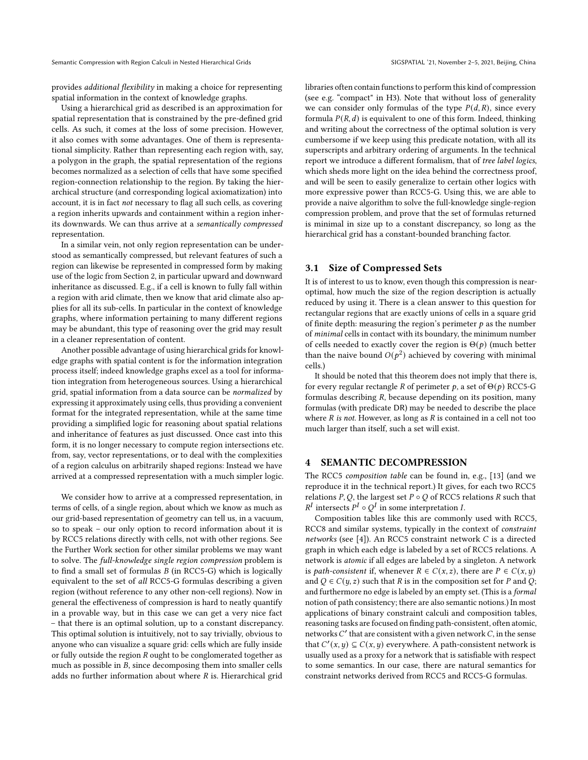provides *additional flexibility* in making a choice for representing spatial information in the context of knowledge graphs.

Using a hierarchical grid as described is an approximation for spatial representation that is constrained by the pre-defined grid cells. As such, it comes at the loss of some precision. However, it also comes with some advantages. One of them is representational simplicity. Rather than representing each region with, say, a polygon in the graph, the spatial representation of the regions becomes normalized as a selection of cells that have some specified region-connection relationship to the region. By taking the hierarchical structure (and corresponding logical axiomatization) into account, it is in fact *not* necessary to flag all such cells, as covering a region inherits upwards and containment within a region inherits downwards. We can thus arrive at a *semantically compressed* representation.

In a similar vein, not only region representation can be understood as semantically compressed, but relevant features of such a region can likewise be represented in compressed form by making use of the logic from Section 2, in particular upward and downward inheritance as discussed. E.g., if a cell is known to fully fall within a region with arid climate, then we know that arid climate also applies for all its sub-cells. In particular in the context of knowledge graphs, where information pertaining to many different regions may be abundant, this type of reasoning over the grid may result in a cleaner representation of content.

Another possible advantage of using hierarchical grids for knowledge graphs with spatial content is for the information integration process itself; indeed knowledge graphs excel as a tool for information integration from heterogeneous sources. Using a hierarchical grid, spatial information from a data source can be *normalized* by expressing it approximately using cells, thus providing a convenient format for the integrated representation, while at the same time providing a simplified logic for reasoning about spatial relations and inheritance of features as just discussed. Once cast into this form, it is no longer necessary to compute region intersections etc. from, say, vector representations, or to deal with the complexities of a region calculus on arbitrarily shaped regions: Instead we have arrived at a compressed representation with a much simpler logic.

We consider how to arrive at a compressed representation, in terms of cells, of a single region, about which we know as much as our grid-based representation of geometry can tell us, in a vacuum, so to speak – our only option to record information about it is by RCC5 relations directly with cells, not with other regions. See the Further Work section for other similar problems we may want to solve. The *full-knowledge single region compression* problem is to find a small set of formulas $B$ (in RCC5-G) which is logically equivalent to the set of *all* RCC5-G formulas describing a given region (without reference to any other non-cell regions). Now in general the effectiveness of compression is hard to neatly quantify in a provable way, but in this case we can get a very nice fact – that there is an optimal solution, up to a constant discrepancy. This optimal solution is intuitively, not to say trivially, obvious to anyone who can visualize a square grid: cells which are fully inside or fully outside the region $R$ ought to be conglomerated together as much as possible in $B$, since decomposing them into smaller cells adds no further information about where $R$ is. Hierarchical grid libraries often contain functions to perform this kind of compression (see e.g. "compact" in H3). Note that without loss of generality we can consider only formulas of the type $P(d, R)$, since every formula $P(R, d)$ is equivalent to one of this form. Indeed, thinking and writing about the correctness of the optimal solution is very cumbersome if we keep using this predicate notation, with all its superscripts and arbitrary ordering of arguments. In the technical report we introduce a different formalism, that of *tree label logics*, which sheds more light on the idea behind the correctness proof, and will be seen to easily generalize to certain other logics with more expressive power than RCC5-G. Using this, we are able to provide a naive algorithm to solve the full-knowledge single-region compression problem, and prove that the set of formulas returned is minimal in size up to a constant discrepancy, so long as the hierarchical grid has a constant-bounded branching factor.

### 3.1 Size of Compressed Sets

It is of interest to us to know, even though this compression is near-optimal, how much the size of the region description is actually reduced by using it. There is a clean answer to this question for rectangular regions that are exactly unions of cells in a square grid of finite depth: measuring the region's perimeter $p$ as the number of *minimal* cells in contact with its boundary, the minimum number of cells needed to exactly cover the region is $\Theta(p)$ (much better than the naive bound $O(p^2)$ achieved by covering with minimal cells.)

It should be noted that this theorem does not imply that there is, for every regular rectangle $R$ of perimeter $p$, a set of $\Theta(p)$ RCC5-G formulas describing $R$, because depending on its position, many formulas (with predicate DR) may be needed to describe the place where $R$ *is not*. However, as long as $R$ is contained in a cell not too much larger than itself, such a set will exist.

## 4 SEMANTIC DECOMPRESSION

The RCC5 *composition table* can be found in, e.g., [13] (and we reproduce it in the technical report.) It gives, for each two RCC5 relations $P, Q$, the largest set $P \circ Q$ of RCC5 relations $R$ such that $R^I$ intersects $P^I \circ Q^I$ in some interpretation $I$.

Composition tables like this are commonly used with RCC5, RCC8 and similar systems, typically in the context of *constraint networks* (see [4]). An RCC5 constraint network $C$ is a directed graph in which each edge is labeled by a set of RCC5 relations. A network is *atomic* if all edges are labeled by a singleton. A network is *path-consistent* if, whenever $R \in C(x, z)$, there are $P \in C(x, y)$ and $Q \in C(y, z)$ such that $R$ is in the composition set for $P$ and $Q$; and furthermore no edge is labeled by an empty set. (This is a *formal* notion of path consistency; there are also semantic notions.) In most applications of binary constraint calculi and composition tables, reasoning tasks are focused on finding path-consistent, often atomic, networks $C'$ that are consistent with a given network $C$, in the sense that $C'(x, y) \subseteq C(x, y)$ everywhere. A path-consistent network is usually used as a proxy for a network that is satisfiable with respect to some semantics. In our case, there are natural semantics for constraint networks derived from RCC5 and RCC5-G formulas.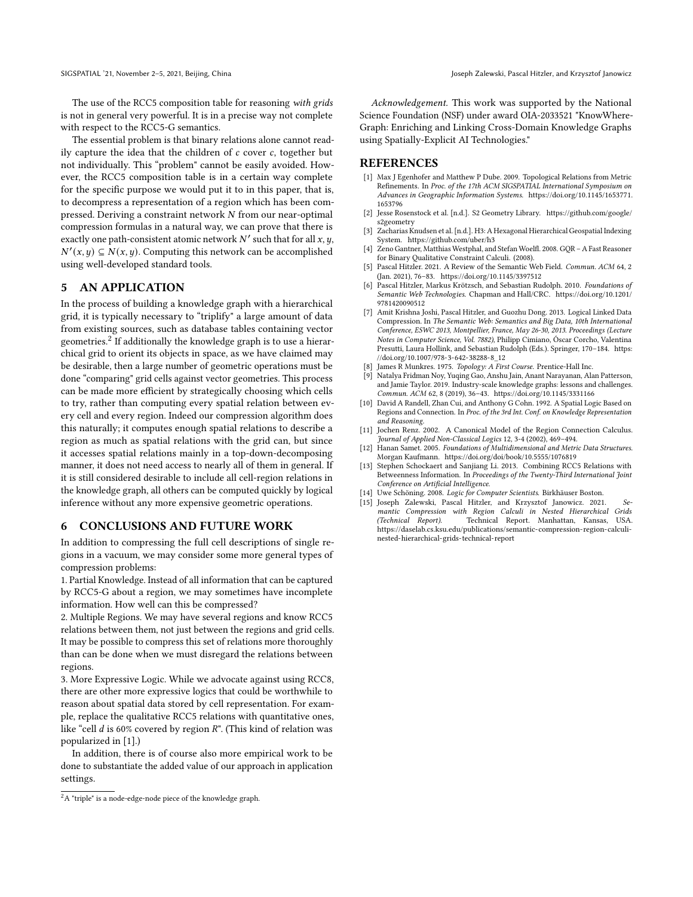The use of the RCC5 composition table for reasoning *with grids* is not in general very powerful. It is in a precise way not complete with respect to the RCC5-G semantics.

The essential problem is that binary relations alone cannot readily capture the idea that the children of $c$ cover $c$, together but not individually. This "problem" cannot be easily avoided. However, the RCC5 composition table is in a certain way complete for the specific purpose we would put it to in this paper, that is, to decompress a representation of a region which has been compressed. Deriving a constraint network $N$ from our near-optimal compression formulas in a natural way, we can prove that there is exactly one path-consistent atomic network $N'$ such that for all $x, y$, $N'(x, y) \subseteq N(x, y)$. Computing this network can be accomplished using well-developed standard tools.

## 5 AN APPLICATION

In the process of building a knowledge graph with a hierarchical grid, it is typically necessary to "triplify" a large amount of data from existing sources, such as database tables containing vector geometries.[2] If additionally the knowledge graph is to use a hierarchical grid to orient its objects in space, as we have claimed may be desirable, then a large number of geometric operations must be done "comparing" grid cells against vector geometries. This process can be made more efficient by strategically choosing which cells to try, rather than computing every spatial relation between every cell and every region. Indeed our compression algorithm does this naturally; it computes enough spatial relations to describe a region as much as spatial relations with the grid can, but since it accesses spatial relations mainly in a top-down-decomposing manner, it does not need access to nearly all of them in general. If it is still considered desirable to include all cell-region relations in the knowledge graph, all others can be computed quickly by logical inference without any more expensive geometric operations.

## 6 CONCLUSIONS AND FUTURE WORK

In addition to compressing the full cell descriptions of single regions in a vacuum, we may consider some more general types of compression problems:

1. Partial Knowledge. Instead of all information that can be captured by RCC5-G about a region, we may sometimes have incomplete information. How well can this be compressed?
2. Multiple Regions. We may have several regions and know RCC5 relations between them, not just between the regions and grid cells. It may be possible to compress this set of relations more thoroughly than can be done when we must disregard the relations between regions.
3. More Expressive Logic. While we advocate against using RCC8, there are other more expressive logics that could be worthwhile to reason about spatial data stored by cell representation. For example, replace the qualitative RCC5 relations with quantitative ones, like "cell $d$ is 60% covered by region $R$". (This kind of relation was popularized in [1].)

In addition, there is of course also more empirical work to be done to substantiate the added value of our approach in application settings.

[2] A "triple" is a node-edge-node piece of the knowledge graph.

*Acknowledgement.* This work was supported by the National Science Foundation (NSF) under award OIA-2033521 "KnowWhere-Graph: Enriching and Linking Cross-Domain Knowledge Graphs using Spatially-Explicit AI Technologies."

## REFERENCES

[1] Max J Egenhofer and Matthew P Dube. 2009. Topological Relations from Metric Refinements. In *Proc. of the 17th ACM SIGSPATIAL International Symposium on Advances in Geographic Information Systems.* https://doi.org/10.1145/1653771.1653796

[2] Jesse Rosenstock et al. [n.d.]. S2 Geometry Library. https://github.com/google/s2geometry

[3] Zacharias Knudsen et al. [n.d.]. H3: A Hexagonal Hierarchical Geospatial Indexing System. https://github.com/uber/h3

[4] Zeno Gantner, Matthias Westphal, and Stefan Woelfl. 2008. GQR – A Fast Reasoner for Binary Qualitative Constraint Calculi. (2008).

[5] Pascal Hitzler. 2021. A Review of the Semantic Web Field. *Commun. ACM* 64, 2 (Jan. 2021), 76–83. https://doi.org/10.1145/3397512

[6] Pascal Hitzler, Markus Krötzsch, and Sebastian Rudolph. 2010. *Foundations of Semantic Web Technologies.* Chapman and Hall/CRC. https://doi.org/10.1201/9781420090512

[7] Amit Krishna Joshi, Pascal Hitzler, and Guozhu Dong. 2013. Logical Linked Data Compression. In *The Semantic Web: Semantics and Big Data, 10th International Conference, ESWC 2013, Montpellier, France, May 26-30, 2013. Proceedings (Lecture Notes in Computer Science, Vol. 7882)*, Philipp Cimiano, Óscar Corcho, Valentina Presutti, Laura Hollink, and Sebastian Rudolph (Eds.). Springer, 170–184. https://doi.org/10.1007/978-3-642-38288-8_12

[8] James R Munkres. 1975. *Topology: A First Course.* Prentice-Hall Inc.

[9] Natalya Fridman Noy, Yuqing Gao, Anshu Jain, Anant Narayanan, Alan Patterson, and Jamie Taylor. 2019. Industry-scale knowledge graphs: lessons and challenges. *Commun. ACM* 62, 8 (2019), 36–43. https://doi.org/10.1145/3331166

[10] David A Randell, Zhan Cui, and Anthony G Cohn. 1992. A Spatial Logic Based on Regions and Connection. In *Proc. of the 3rd Int. Conf. on Knowledge Representation and Reasoning.*

[11] Jochen Renz. 2002. A Canonical Model of the Region Connection Calculus. *Journal of Applied Non-Classical Logics* 12, 3-4 (2002), 469–494.

[12] Hanan Samet. 2005. *Foundations of Multidimensional and Metric Data Structures.* Morgan Kaufmann. https://doi.org/doi/book/10.5555/1076819

[13] Stephen Schockaert and Sanjiang Li. 2013. Combining RCC5 Relations with Betweenness Information. In *Proceedings of the Twenty-Third International Joint Conference on Artificial Intelligence.*

[14] Uwe Schöning. 2008. *Logic for Computer Scientists.* Birkhäuser Boston.

[15] Joseph Zalewski, Pascal Hitzler, and Krzysztof Janowicz. 2021. *Semantic Compression with Region Calculi in Nested Hierarchical Grids (Technical Report).* Technical Report. Manhattan, Kansas, USA. https://daselab.cs.ksu.edu/publications/semantic-compression-region-calculi-nested-hierarchical-grids-technical-report